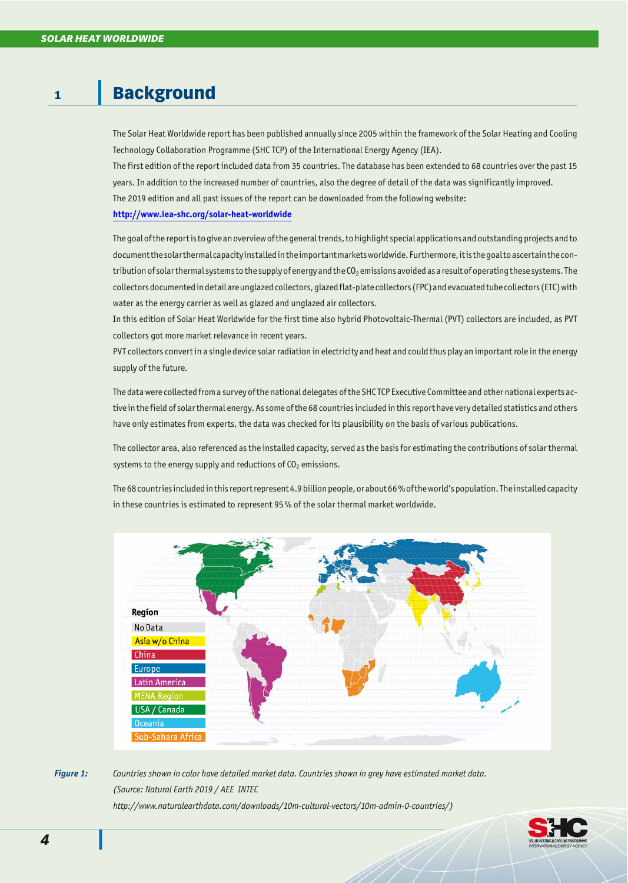# 1 Background

The Solar Heat Worldwide report has been published annually since 2005 within the framework of the Solar Heating and Cooling Technology Collaboration Programme (SHC TCP) of the International Energy Agency (IEA).
The first edition of the report included data from 35 countries. The database has been extended to 68 countries over the past 15 years. In addition to the increased number of countries, also the degree of detail of the data was significantly improved.
The 2019 edition and all past issues of the report can be downloaded from the following website:
http://www.iea-shc.org/solar-heat-worldwide

The goal of the report is to give an overview of the general trends, to highlight special applications and outstanding projects and to document the solar thermal capacity installed in the important markets worldwide. Furthermore, it is the goal to ascertain the contribution of solar thermal systems to the supply of energy and the $CO_2$ emissions avoided as a result of operating these systems. The collectors documented in detail are unglazed collectors, glazed flat-plate collectors (FPC) and evacuated tube collectors (ETC) with water as the energy carrier as well as glazed and unglazed air collectors.
In this edition of Solar Heat Worldwide for the first time also hybrid Photovoltaic-Thermal (PVT) collectors are included, as PVT collectors got more market relevance in recent years.
PVT collectors convert in a single device solar radiation in electricity and heat and could thus play an important role in the energy supply of the future.

The data were collected from a survey of the national delegates of the SHC TCP Executive Committee and other national experts active in the field of solar thermal energy. As some of the 68 countries included in this report have very detailed statistics and others have only estimates from experts, the data was checked for its plausibility on the basis of various publications.

The collector area, also referenced as the installed capacity, served as the basis for estimating the contributions of solar thermal systems to the energy supply and reductions of $CO_2$ emissions.

The 68 countries included in this report represent 4.9 billion people, or about 66 % of the world's population. The installed capacity in these countries is estimated to represent 95 % of the solar thermal market worldwide.

*Figure 1: Countries shown in color have detailed market data. Countries shown in grey have estimated market data. (Source: Natural Earth 2019 / AEE INTEC http://www.naturalearthdata.com/downloads/10m-cultural-vectors/10m-admin-0-countries/)*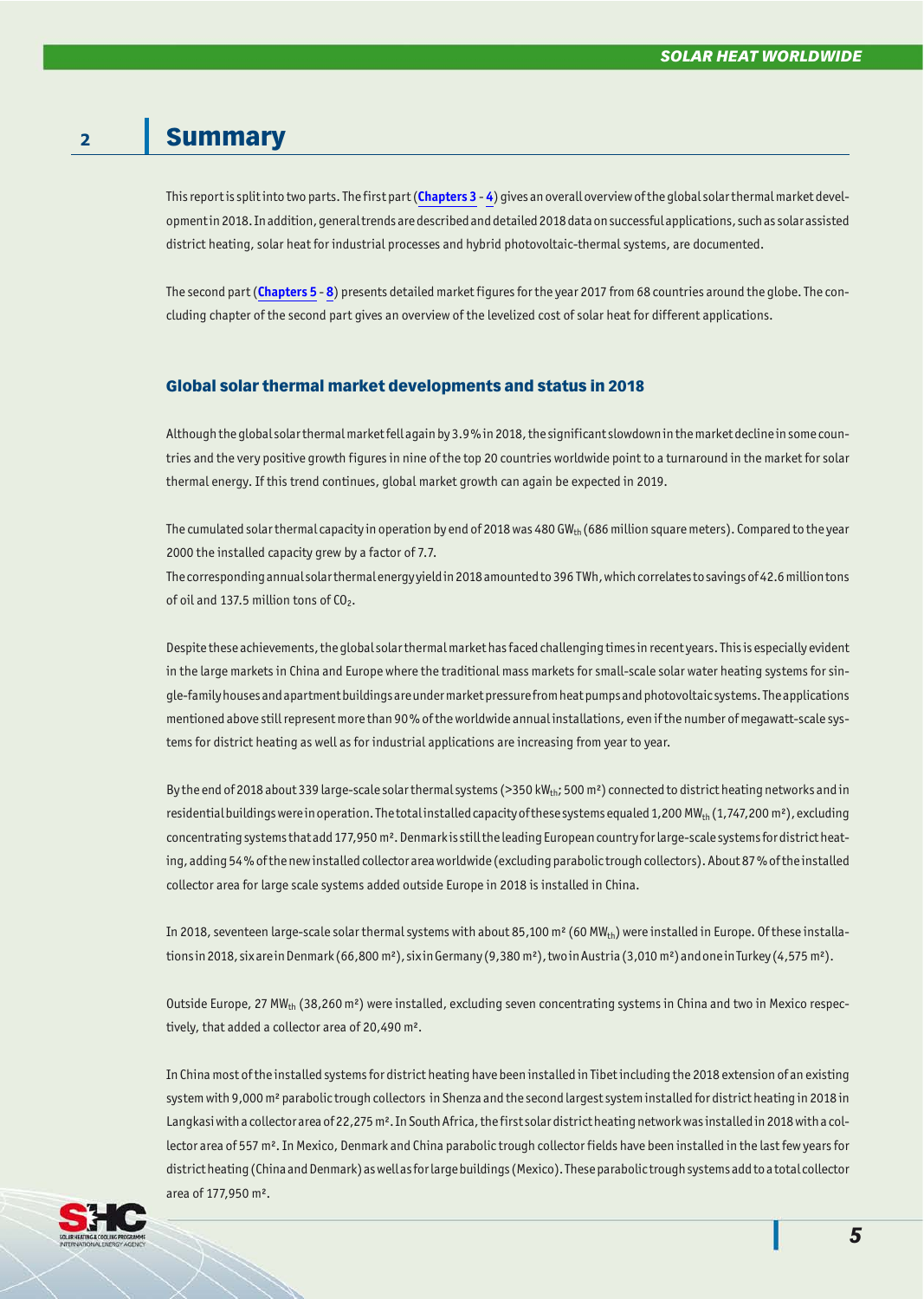# 2 Summary

This report is split into two parts. The first part (**Chapters 3** - **4**) gives an overall overview of the global solar thermal market development in 2018. In addition, general trends are described and detailed 2018 data on successful applications, such as solar assisted district heating, solar heat for industrial processes and hybrid photovoltaic-thermal systems, are documented.

The second part (**Chapters 5** - **8**) presents detailed market figures for the year 2017 from 68 countries around the globe. The concluding chapter of the second part gives an overview of the levelized cost of solar heat for different applications.

## Global solar thermal market developments and status in 2018

Although the global solar thermal market fell again by 3.9 % in 2018, the significant slowdown in the market decline in some countries and the very positive growth figures in nine of the top 20 countries worldwide point to a turnaround in the market for solar thermal energy. If this trend continues, global market growth can again be expected in 2019.

The cumulated solar thermal capacity in operation by end of 2018 was 480 $GW_{th}$ (686 million square meters). Compared to the year 2000 the installed capacity grew by a factor of 7.7.
The corresponding annual solar thermal energy yield in 2018 amounted to 396 TWh, which correlates to savings of 42.6 million tons of oil and 137.5 million tons of $CO_2$.

Despite these achievements, the global solar thermal market has faced challenging times in recent years. This is especially evident in the large markets in China and Europe where the traditional mass markets for small-scale solar water heating systems for single-family houses and apartment buildings are under market pressure from heat pumps and photovoltaic systems. The applications mentioned above still represent more than 90 % of the worldwide annual installations, even if the number of megawatt-scale systems for district heating as well as for industrial applications are increasing from year to year.

By the end of 2018 about 339 large-scale solar thermal systems (>350 $kW_{th}$; 500 m²) connected to district heating networks and in residential buildings were in operation. The total installed capacity of these systems equaled 1,200 $MW_{th}$ (1,747,200 m²), excluding concentrating systems that add 177,950 m². Denmark is still the leading European country for large-scale systems for district heating, adding 54 % of the new installed collector area worldwide (excluding parabolic trough collectors). About 87 % of the installed collector area for large scale systems added outside Europe in 2018 is installed in China.

In 2018, seventeen large-scale solar thermal systems with about 85,100 m² (60 $MW_{th}$) were installed in Europe. Of these installations in 2018, six are in Denmark (66,800 m²), six in Germany (9,380 m²), two in Austria (3,010 m²) and one in Turkey (4,575 m²).

Outside Europe, 27 $MW_{th}$ (38,260 m²) were installed, excluding seven concentrating systems in China and two in Mexico respectively, that added a collector area of 20,490 m².

In China most of the installed systems for district heating have been installed in Tibet including the 2018 extension of an existing system with 9,000 m² parabolic trough collectors in Shenza and the second largest system installed for district heating in 2018 in Langkasi with a collector area of 22,275 m². In South Africa, the first solar district heating network was installed in 2018 with a collector area of 557 m². In Mexico, Denmark and China parabolic trough collector fields have been installed in the last few years for district heating (China and Denmark) as well as for large buildings (Mexico). These parabolic trough systems add to a total collector area of 177,950 m².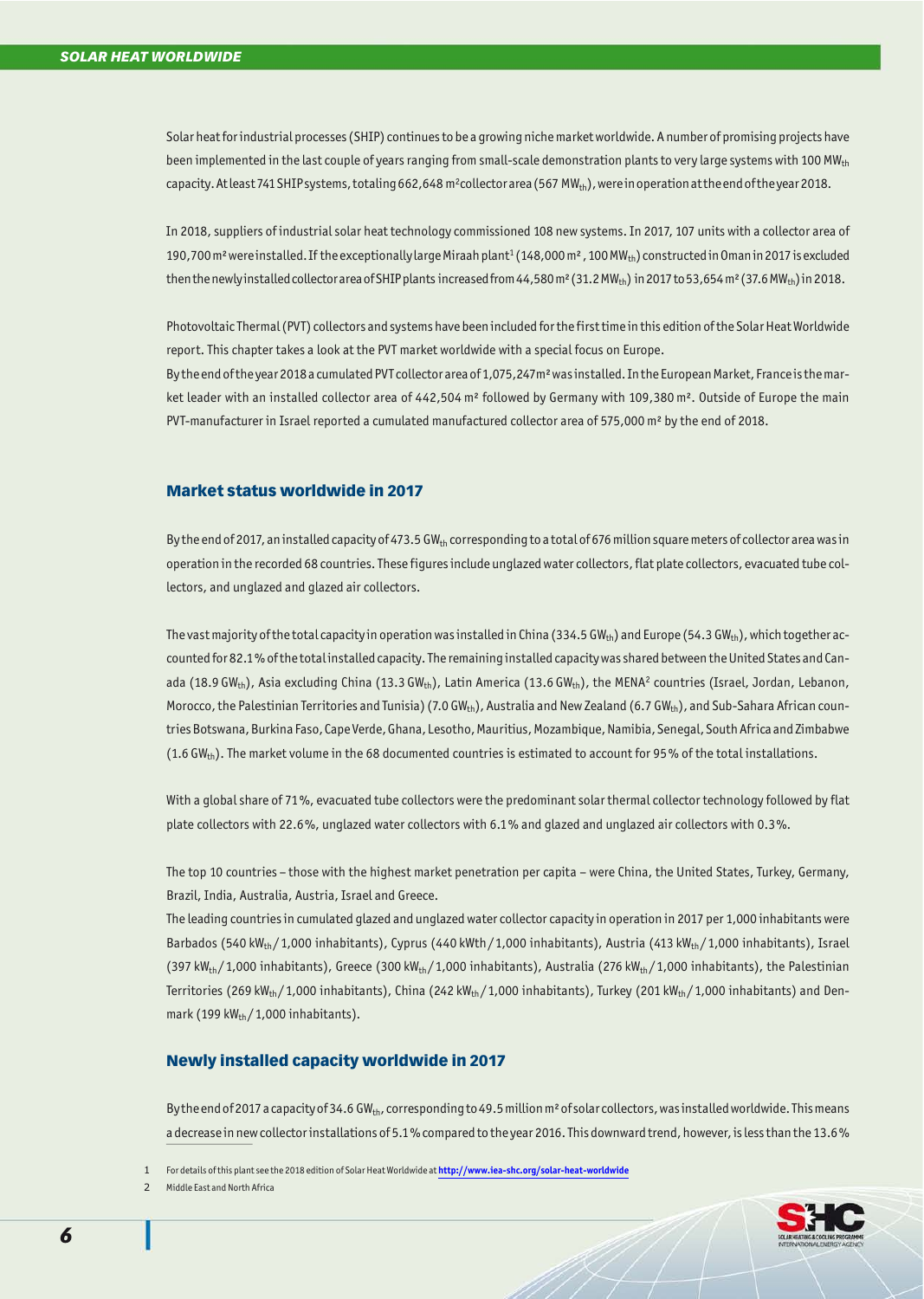Solar heat for industrial processes (SHIP) continues to be a growing niche market worldwide. A number of promising projects have been implemented in the last couple of years ranging from small-scale demonstration plants to very large systems with 100 $MW_{th}$ capacity. At least 741 SHIP systems, totaling 662,648 m²collector area (567 $MW_{th}$), were in operation at the end of the year 2018.

In 2018, suppliers of industrial solar heat technology commissioned 108 new systems. In 2017, 107 units with a collector area of 190,700 m² were installed. If the exceptionally large Miraah plant[1] (148,000 m², 100 $MW_{th}$) constructed in Oman in 2017 is excluded then the newly installed collector area of SHIP plants increased from 44,580 m² (31.2 $MW_{th}$) in 2017 to 53,654 m² (37.6 $MW_{th}$) in 2018.

Photovoltaic Thermal (PVT) collectors and systems have been included for the first time in this edition of the Solar Heat Worldwide report. This chapter takes a look at the PVT market worldwide with a special focus on Europe.
By the end of the year 2018 a cumulated PVT collector area of 1,075,247m² was installed. In the European Market, France is the market leader with an installed collector area of 442,504 m² followed by Germany with 109,380 m². Outside of Europe the main PVT-manufacturer in Israel reported a cumulated manufactured collector area of 575,000 m² by the end of 2018.

## Market status worldwide in 2017

By the end of 2017, an installed capacity of 473.5 $GW_{th}$ corresponding to a total of 676 million square meters of collector area was in operation in the recorded 68 countries. These figures include unglazed water collectors, flat plate collectors, evacuated tube collectors, and unglazed and glazed air collectors.

The vast majority of the total capacity in operation was installed in China (334.5 $GW_{th}$) and Europe (54.3 $GW_{th}$), which together accounted for 82.1% of the total installed capacity. The remaining installed capacity was shared between the United States and Canada (18.9 $GW_{th}$), Asia excluding China (13.3 $GW_{th}$), Latin America (13.6 $GW_{th}$), the MENA[2] countries (Israel, Jordan, Lebanon, Morocco, the Palestinian Territories and Tunisia) (7.0 $GW_{th}$), Australia and New Zealand (6.7 $GW_{th}$), and Sub-Sahara African countries Botswana, Burkina Faso, Cape Verde, Ghana, Lesotho, Mauritius, Mozambique, Namibia, Senegal, South Africa and Zimbabwe (1.6 $GW_{th}$). The market volume in the 68 documented countries is estimated to account for 95% of the total installations.

With a global share of 71%, evacuated tube collectors were the predominant solar thermal collector technology followed by flat plate collectors with 22.6%, unglazed water collectors with 6.1% and glazed and unglazed air collectors with 0.3%.

The top 10 countries – those with the highest market penetration per capita – were China, the United States, Turkey, Germany, Brazil, India, Australia, Austria, Israel and Greece.
The leading countries in cumulated glazed and unglazed water collector capacity in operation in 2017 per 1,000 inhabitants were Barbados (540 $kW_{th}$ / 1,000 inhabitants), Cyprus (440 kWth / 1,000 inhabitants), Austria (413 $kW_{th}$ / 1,000 inhabitants), Israel (397 $kW_{th}$ / 1,000 inhabitants), Greece (300 $kW_{th}$ / 1,000 inhabitants), Australia (276 $kW_{th}$ / 1,000 inhabitants), the Palestinian Territories (269 $kW_{th}$ / 1,000 inhabitants), China (242 $kW_{th}$ / 1,000 inhabitants), Turkey (201 $kW_{th}$ / 1,000 inhabitants) and Denmark (199 $kW_{th}$ / 1,000 inhabitants).

## Newly installed capacity worldwide in 2017

By the end of 2017 a capacity of 34.6 $GW_{th}$, corresponding to 49.5 million m² of solar collectors, was installed worldwide. This means a decrease in new collector installations of 5.1% compared to the year 2016. This downward trend, however, is less than the 13.6%

1 For details of this plant see the 2018 edition of Solar Heat Worldwide at http://www.iea-shc.org/solar-heat-worldwide

2 Middle East and North Africa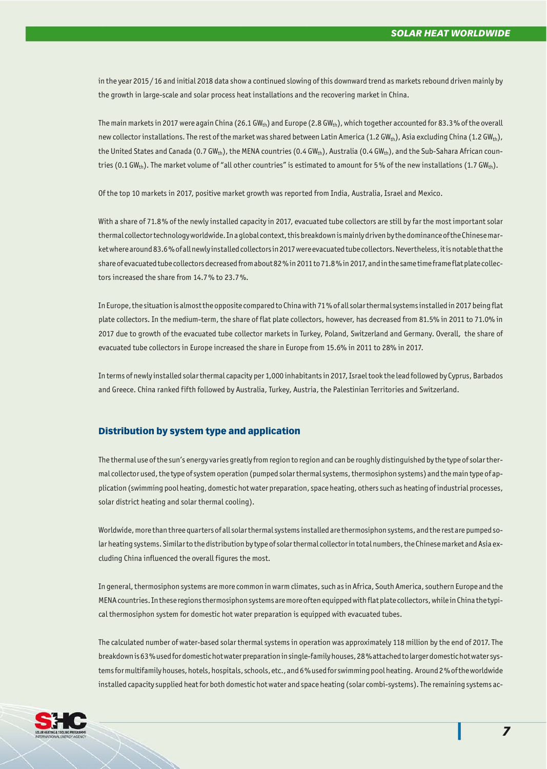in the year 2015 / 16 and initial 2018 data show a continued slowing of this downward trend as markets rebound driven mainly by the growth in large-scale and solar process heat installations and the recovering market in China.

The main markets in 2017 were again China (26.1 $GW_{th}$) and Europe (2.8 $GW_{th}$), which together accounted for 83.3 % of the overall new collector installations. The rest of the market was shared between Latin America (1.2 $GW_{th}$), Asia excluding China (1.2 $GW_{th}$), the United States and Canada (0.7 $GW_{th}$), the MENA countries (0.4 $GW_{th}$), Australia (0.4 $GW_{th}$), and the Sub-Sahara African countries (0.1 $GW_{th}$). The market volume of "all other countries" is estimated to amount for 5 % of the new installations (1.7 $GW_{th}$).

Of the top 10 markets in 2017, positive market growth was reported from India, Australia, Israel and Mexico.

With a share of 71.8 % of the newly installed capacity in 2017, evacuated tube collectors are still by far the most important solar thermal collector technology worldwide. In a global context, this breakdown is mainly driven by the dominance of the Chinese market where around 83.6 % of all newly installed collectors in 2017 were evacuated tube collectors. Nevertheless, it is notable that the share of evacuated tube collectors decreased from about 82 % in 2011 to 71.8 % in 2017, and in the same time frame flat plate collectors increased the share from 14.7 % to 23.7 %.

In Europe, the situation is almost the opposite compared to China with 71 % of all solar thermal systems installed in 2017 being flat plate collectors. In the medium-term, the share of flat plate collectors, however, has decreased from 81.5% in 2011 to 71.0% in 2017 due to growth of the evacuated tube collector markets in Turkey, Poland, Switzerland and Germany. Overall, the share of evacuated tube collectors in Europe increased the share in Europe from 15.6% in 2011 to 28% in 2017.

In terms of newly installed solar thermal capacity per 1,000 inhabitants in 2017, Israel took the lead followed by Cyprus, Barbados and Greece. China ranked fifth followed by Australia, Turkey, Austria, the Palestinian Territories and Switzerland.

## Distribution by system type and application

The thermal use of the sun's energy varies greatly from region to region and can be roughly distinguished by the type of solar thermal collector used, the type of system operation (pumped solar thermal systems, thermosiphon systems) and the main type of application (swimming pool heating, domestic hot water preparation, space heating, others such as heating of industrial processes, solar district heating and solar thermal cooling).

Worldwide, more than three quarters of all solar thermal systems installed are thermosiphon systems, and the rest are pumped solar heating systems. Similar to the distribution by type of solar thermal collector in total numbers, the Chinese market and Asia excluding China influenced the overall figures the most.

In general, thermosiphon systems are more common in warm climates, such as in Africa, South America, southern Europe and the MENA countries. In these regions thermosiphon systems are more often equipped with flat plate collectors, while in China the typical thermosiphon system for domestic hot water preparation is equipped with evacuated tubes.

The calculated number of water-based solar thermal systems in operation was approximately 118 million by the end of 2017. The breakdown is 63 % used for domestic hot water preparation in single-family houses, 28 % attached to larger domestic hot water systems for multifamily houses, hotels, hospitals, schools, etc., and 6 % used for swimming pool heating. Around 2 % of the worldwide installed capacity supplied heat for both domestic hot water and space heating (solar combi-systems). The remaining systems ac-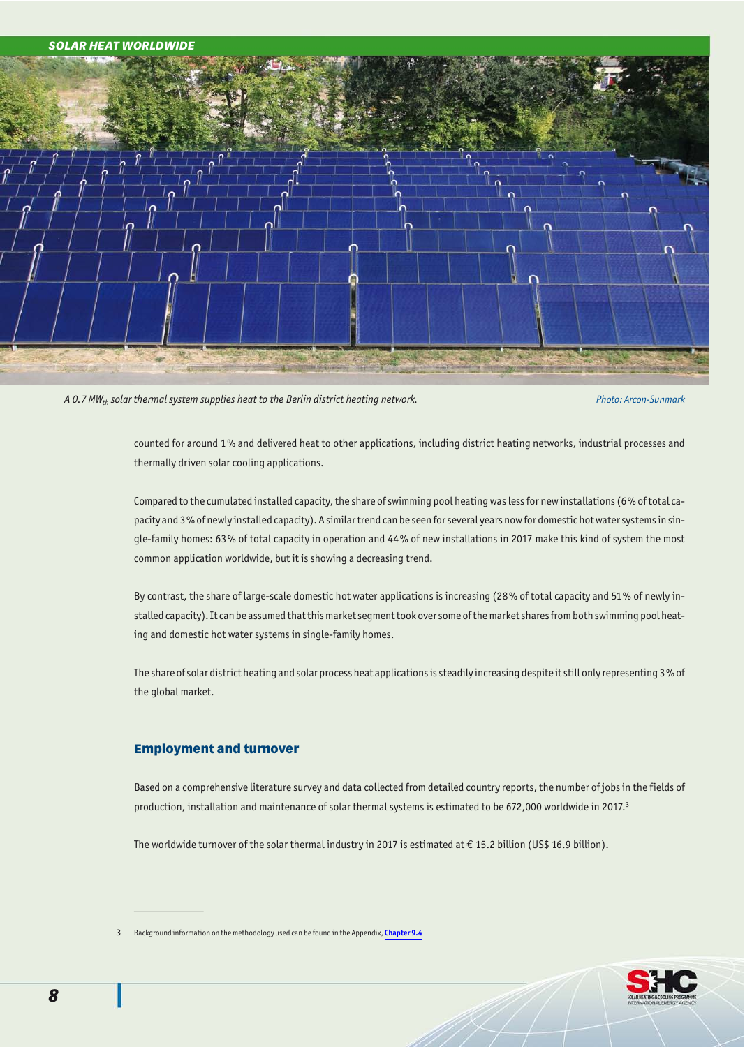A 0.7 $MW_{th}$ solar thermal system supplies heat to the Berlin district heating network. Photo: Arcon-Sunmark

counted for around 1% and delivered heat to other applications, including district heating networks, industrial processes and thermally driven solar cooling applications.

Compared to the cumulated installed capacity, the share of swimming pool heating was less for new installations (6% of total capacity and 3% of newly installed capacity). A similar trend can be seen for several years now for domestic hot water systems in single-family homes: 63% of total capacity in operation and 44% of new installations in 2017 make this kind of system the most common application worldwide, but it is showing a decreasing trend.

By contrast, the share of large-scale domestic hot water applications is increasing (28% of total capacity and 51% of newly installed capacity). It can be assumed that this market segment took over some of the market shares from both swimming pool heating and domestic hot water systems in single-family homes.

The share of solar district heating and solar process heat applications is steadily increasing despite it still only representing 3% of the global market.

## Employment and turnover

Based on a comprehensive literature survey and data collected from detailed country reports, the number of jobs in the fields of production, installation and maintenance of solar thermal systems is estimated to be 672,000 worldwide in 2017.[3]

The worldwide turnover of the solar thermal industry in 2017 is estimated at € 15.2 billion (US$ 16.9 billion).

3 Background information on the methodology used can be found in the Appendix, Chapter 9.4